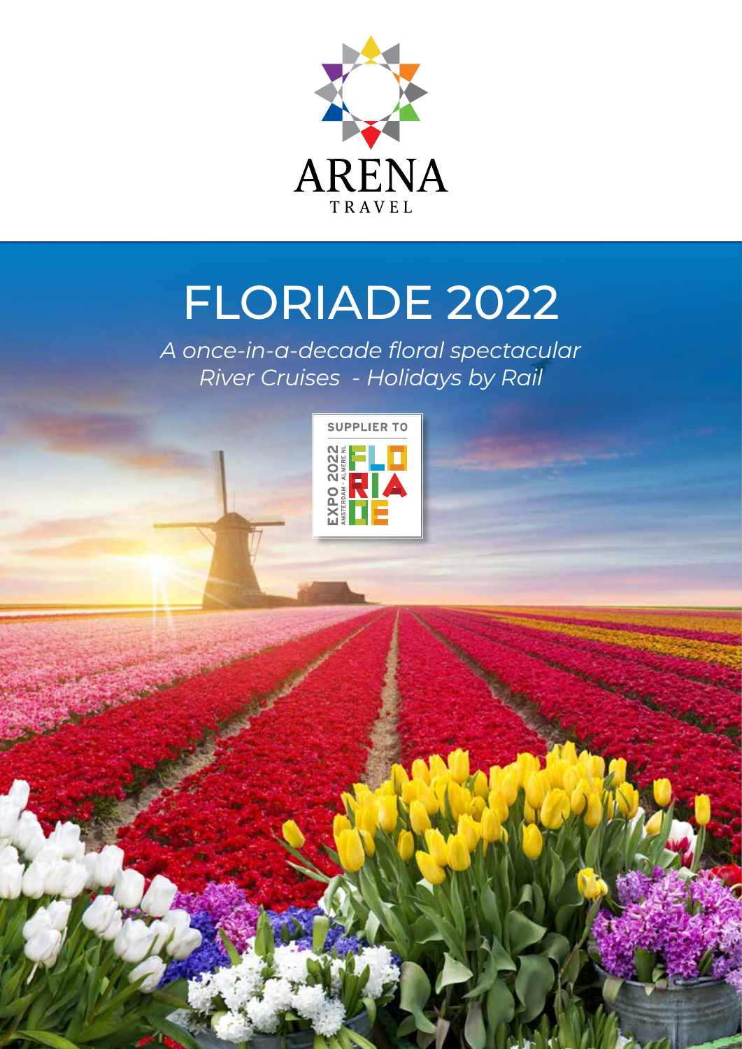ARENA TRAVEL

# FLORIADE 2022

*A once-in-a-decade floral spectacular*
*River Cruises - Holidays by Rail*

SUPPLIER TO EXPO 2022 AMSTERDAM - ALMERE NL FLORIADE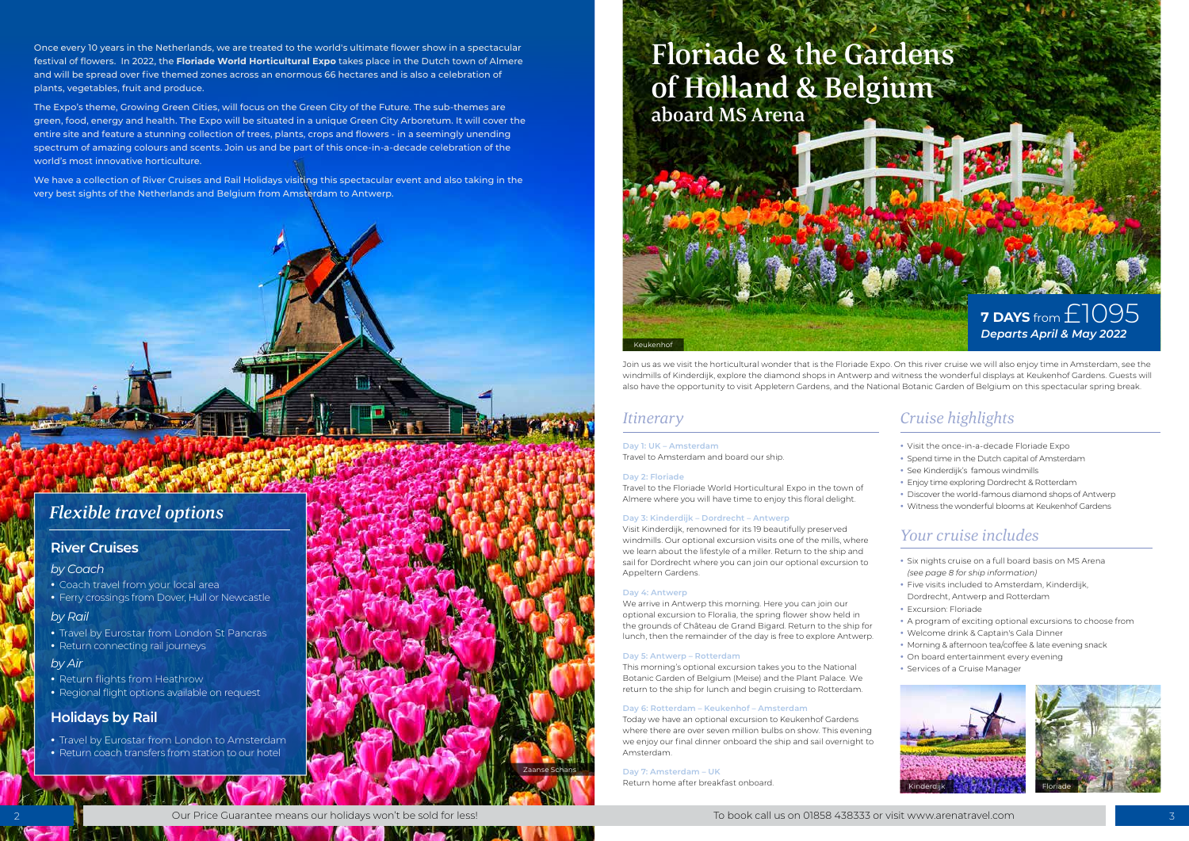Once every 10 years in the Netherlands, we are treated to the world's ultimate flower show in a spectacular festival of flowers. In 2022, the **Floriade World Horticultural Expo** takes place in the Dutch town of Almere and will be spread over five themed zones across an enormous 66 hectares and is also a celebration of plants, vegetables, fruit and produce.

The Expo's theme, Growing Green Cities, will focus on the Green City of the Future. The sub-themes are green, food, energy and health. The Expo will be situated in a unique Green City Arboretum. It will cover the entire site and feature a stunning collection of trees, plants, crops and flowers - in a seemingly unending spectrum of amazing colours and scents. Join us and be part of this once-in-a-decade celebration of the world's most innovative horticulture.

We have a collection of River Cruises and Rail Holidays visiting this spectacular event and also taking in the very best sights of the Netherlands and Belgium from Amsterdam to Antwerp.

## *Flexible travel options*

### River Cruises

*by Coach*

- Coach travel from your local area
- Ferry crossings from Dover, Hull or Newcastle

*by Rail*

- Travel by Eurostar from London St Pancras
- Return connecting rail journeys

*by Air*

- Return flights from Heathrow
- Regional flight options available on request

### Holidays by Rail

- Travel by Eurostar from London to Amsterdam
- Return coach transfers from station to our hotel

Zaanse Schans

# Floriade & the Gardens of Holland & Belgium aboard MS Arena

**7 DAYS** from £1095
***Departs April & May 2022***

Keukenhof

Join us as we visit the horticultural wonder that is the Floriade Expo. On this river cruise we will also enjoy time in Amsterdam, see the windmills of Kinderdijk, explore the diamond shops in Antwerp and witness the wonderful displays at Keukenhof Gardens. Guests will also have the opportunity to visit Appletern Gardens, and the National Botanic Garden of Belgium on this spectacular spring break.

## *Itinerary*

**Day 1: UK – Amsterdam**
Travel to Amsterdam and board our ship.

**Day 2: Floriade**
Travel to the Floriade World Horticultural Expo in the town of Almere where you will have time to enjoy this floral delight.

**Day 3: Kinderdijk – Dordrecht – Antwerp**
Visit Kinderdijk, renowned for its 19 beautifully preserved windmills. Our optional excursion visits one of the mills, where we learn about the lifestyle of a miller. Return to the ship and sail for Dordrecht where you can join our optional excursion to Appeltern Gardens.

**Day 4: Antwerp**
We arrive in Antwerp this morning. Here you can join our optional excursion to Floralia, the spring flower show held in the grounds of Château de Grand Bigard. Return to the ship for lunch, then the remainder of the day is free to explore Antwerp.

**Day 5: Antwerp – Rotterdam**
This morning's optional excursion takes you to the National Botanic Garden of Belgium (Meise) and the Plant Palace. We return to the ship for lunch and begin cruising to Rotterdam.

**Day 6: Rotterdam – Keukenhof – Amsterdam**
Today we have an optional excursion to Keukenhof Gardens where there are over seven million bulbs on show. This evening we enjoy our final dinner onboard the ship and sail overnight to Amsterdam.

**Day 7: Amsterdam – UK**
Return home after breakfast onboard.

## *Cruise highlights*

- Visit the once-in-a-decade Floriade Expo
- Spend time in the Dutch capital of Amsterdam
- See Kinderdijk's famous windmills
- Enjoy time exploring Dordrecht & Rotterdam
- Discover the world-famous diamond shops of Antwerp
- Witness the wonderful blooms at Keukenhof Gardens

## *Your cruise includes*

- Six nights cruise on a full board basis on MS Arena *(see page 8 for ship information)*
- Five visits included to Amsterdam, Kinderdijk, Dordrecht, Antwerp and Rotterdam
- Excursion: Floriade
- A program of exciting optional excursions to choose from
- Welcome drink & Captain's Gala Dinner
- Morning & afternoon tea/coffee & late evening snack
- On board entertainment every evening
- Services of a Cruise Manager

Kinderdijk

Floriade

Our Price Guarantee means our holidays won't be sold for less!

To book call us on 01858 438333 or visit www.arenatravel.com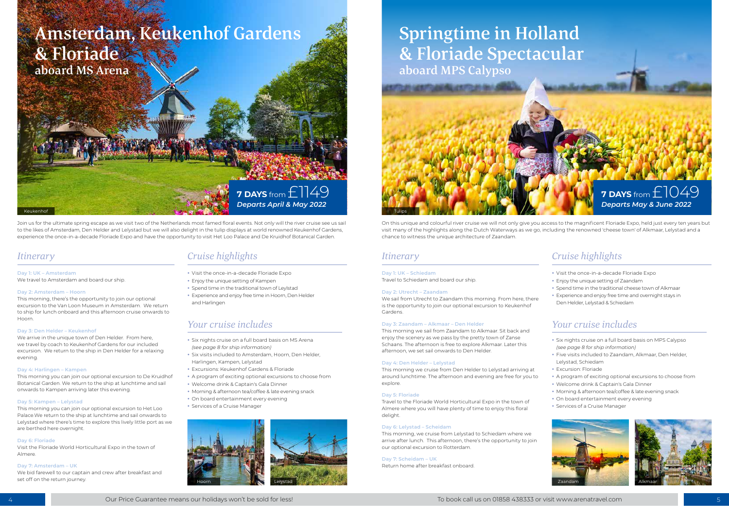# Amsterdam, Keukenhof Gardens & Floriade

## aboard MS Arena

Keukenhof

**7 DAYS** from £1149

***Departs April & May 2022***

Join us for the ultimate spring escape as we visit two of the Netherlands most famed floral events. Not only will the river cruise see us sail to the likes of Amsterdam, Den Helder and Lelystad but we will also delight in the tulip displays at world renowned Keukenhof Gardens, experience the once-in-a-decade Floriade Expo and have the opportunity to visit Het Loo Palace and De Kruidhof Botanical Garden.

### *Itinerary*

**Day 1: UK – Amsterdam**
We travel to Amsterdam and board our ship.

**Day 2: Amsterdam – Hoorn**
This morning, there's the opportunity to join our optional excursion to the Van Loon Museum in Amsterdam. We return to ship for lunch onboard and this afternoon cruise onwards to Hoorn.

**Day 3: Den Helder – Keukenhof**
We arrive in the unique town of Den Helder. From here, we travel by coach to Keukenhof Gardens for our included excursion. We return to the ship in Den Helder for a relaxing evening.

**Day 4: Harlingen – Kampen**
This morning you can join our optional excursion to De Kruidhof Botanical Garden. We return to the ship at lunchtime and sail onwards to Kampen arriving later this evening.

**Day 5: Kampen – Lelystad**
This morning you can join our optional excursion to Het Loo Palace.We return to the ship at lunchtime and sail onwards to Lelystad where there's time to explore this lively little port as we are berthed here overnight.

**Day 6: Floriade**
Visit the Floriade World Horticultural Expo in the town of Almere.

**Day 7: Amsterdam – UK**
We bid farewell to our captain and crew after breakfast and set off on the return journey.

### *Cruise highlights*

- Visit the once-in-a-decade Floriade Expo
- Enjoy the unique setting of Kampen
- Spend time in the traditional town of Leylstad
- Experience and enjoy free time in Hoorn, Den Helder and Harlingen

### *Your cruise includes*

- Six nights cruise on a full board basis on MS Arena *(see page 8 for ship information)*
- Six visits included to Amsterdam, Hoorn, Den Helder, Harlingen, Kampen, Lelystad
- Excursions: Keukenhof Gardens & Floriade
- A program of exciting optional excursions to choose from
- Welcome drink & Captain's Gala Dinner
- Morning & afternoon tea/coffee & late evening snack
- On board entertainment every evening
- Services of a Cruise Manager

Hoorn

Lelystad

# Springtime in Holland & Floriade Spectacular

## aboard MPS Calypso

Tulips

**7 DAYS** from £1049

***Departs May & June 2022***

On this unique and colourful river cruise we will not only give you access to the magnificent Floriade Expo, held just every ten years but visit many of the highlights along the Dutch Waterways as we go, including the renowned 'cheese town' of Alkmaar, Lelystad and a chance to witness the unique architecture of Zaandam.

### *Itinerary*

**Day 1: UK – Schiedam**
Travel to Schiedam and board our ship.

**Day 2: Utrecht – Zaandam**
We sail from Utrecht to Zaandam this morning. From here, there is the opportunity to join our optional excursion to Keukenhof Gardens.

**Day 3: Zaandam – Alkmaar – Den Helder**
This morning we sail from Zaandam to Alkmaar. Sit back and enjoy the scenery as we pass by the pretty town of Zanse Schaans. The afternoon is free to explore Alkmaar. Later this afternoon, we set sail onwards to Den Helder.

**Day 4: Den Helder – Lelystad**
This morning we cruise from Den Helder to Lelystad arriving at around lunchtime. The afternoon and evening are free for you to explore.

**Day 5: Floriade**
Travel to the Floriade World Horticultural Expo in the town of Almere where you will have plenty of time to enjoy this floral delight.

**Day 6: Lelystad – Scheidam**
This morning, we cruise from Lelystad to Schiedam where we arrive after lunch. This afternoon, there's the opportunity to join our optional excursion to Rotterdam.

**Day 7: Scheidam – UK**
Return home after breakfast onboard.

### *Cruise highlights*

- Visit the once-in-a-decade Floriade Expo
- Enjoy the unique setting of Zaandam
- Spend time in the traditional cheese town of Alkmaar
- Experience and enjoy free time and overnight stays in Den Helder, Lelystad & Schiedam

### *Your cruise includes*

- Six nights cruise on a full board basis on MPS Calypso *(see page 8 for ship information)*
- Five visits included to Zaandam, Alkmaar, Den Helder, Lelystad, Schiedam
- Excursion: Floriade
- A program of exciting optional excursions to choose from
- Welcome drink & Captain's Gala Dinner
- Morning & afternoon tea/coffee & late evening snack
- On board entertainment every evening
- Services of a Cruise Manager

Zaandam

Alkmaar

Our Price Guarantee means our holidays won't be sold for less!

To book call us on 01858 438333 or visit www.arenatravel.com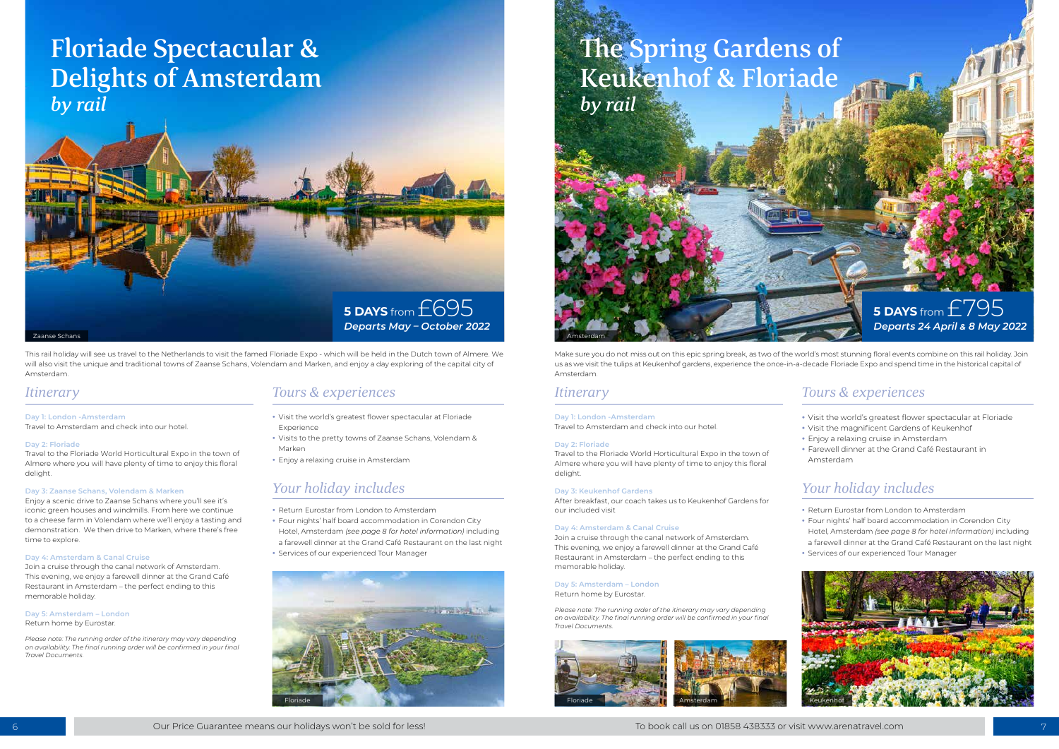# Floriade Spectacular & Delights of Amsterdam *by rail*

Zaanse Schans

**5 DAYS** from £695
*Departs May – October 2022*

This rail holiday will see us travel to the Netherlands to visit the famed Floriade Expo - which will be held in the Dutch town of Almere. We will also visit the unique and traditional towns of Zaanse Schans, Volendam and Marken, and enjoy a day exploring of the capital city of Amsterdam.

## *Itinerary*

**Day 1: London -Amsterdam**
Travel to Amsterdam and check into our hotel.

**Day 2: Floriade**
Travel to the Floriade World Horticultural Expo in the town of Almere where you will have plenty of time to enjoy this floral delight.

**Day 3: Zaanse Schans, Volendam & Marken**
Enjoy a scenic drive to Zaanse Schans where you'll see it's iconic green houses and windmills. From here we continue to a cheese farm in Volendam where we'll enjoy a tasting and demonstration. We then drive to Marken, where there's free time to explore.

**Day 4: Amsterdam & Canal Cruise**
Join a cruise through the canal network of Amsterdam. This evening, we enjoy a farewell dinner at the Grand Café Restaurant in Amsterdam – the perfect ending to this memorable holiday.

**Day 5: Amsterdam – London**
Return home by Eurostar.

*Please note: The running order of the itinerary may vary depending on availability. The final running order will be confirmed in your final Travel Documents.*

## *Tours & experiences*

- Visit the world's greatest flower spectacular at Floriade Experience
- Visits to the pretty towns of Zaanse Schans, Volendam & Marken
- Enjoy a relaxing cruise in Amsterdam

## *Your holiday includes*

- Return Eurostar from London to Amsterdam
- Four nights' half board accommodation in Corendon City Hotel, Amsterdam *(see page 8 for hotel information)* including a farewell dinner at the Grand Café Restaurant on the last night
- Services of our experienced Tour Manager

Floriade

# The Spring Gardens of Keukenhof & Floriade *by rail*

Amsterdam

**5 DAYS** from £795
*Departs 24 April & 8 May 2022*

Make sure you do not miss out on this epic spring break, as two of the world's most stunning floral events combine on this rail holiday. Join us as we visit the tulips at Keukenhof gardens, experience the once-in-a-decade Floriade Expo and spend time in the historical capital of Amsterdam.

## *Itinerary*

**Day 1: London -Amsterdam**
Travel to Amsterdam and check into our hotel.

**Day 2: Floriade**
Travel to the Floriade World Horticultural Expo in the town of Almere where you will have plenty of time to enjoy this floral delight.

**Day 3: Keukenhof Gardens**
After breakfast, our coach takes us to Keukenhof Gardens for our included visit

**Day 4: Amsterdam & Canal Cruise**
Join a cruise through the canal network of Amsterdam. This evening, we enjoy a farewell dinner at the Grand Café Restaurant in Amsterdam – the perfect ending to this memorable holiday.

**Day 5: Amsterdam – London**
Return home by Eurostar.

*Please note: The running order of the itinerary may vary depending on availability. The final running order will be confirmed in your final Travel Documents.*

Floriade

Amsterdam

## *Tours & experiences*

- Visit the world's greatest flower spectacular at Floriade
- Visit the magnificent Gardens of Keukenhof
- Enjoy a relaxing cruise in Amsterdam
- Farewell dinner at the Grand Café Restaurant in Amsterdam

## *Your holiday includes*

- Return Eurostar from London to Amsterdam
- Four nights' half board accommodation in Corendon City Hotel, Amsterdam *(see page 8 for hotel information)* including a farewell dinner at the Grand Café Restaurant on the last night
- Services of our experienced Tour Manager

Keukenhof

Our Price Guarantee means our holidays won't be sold for less!

To book call us on 01858 438333 or visit www.arenatravel.com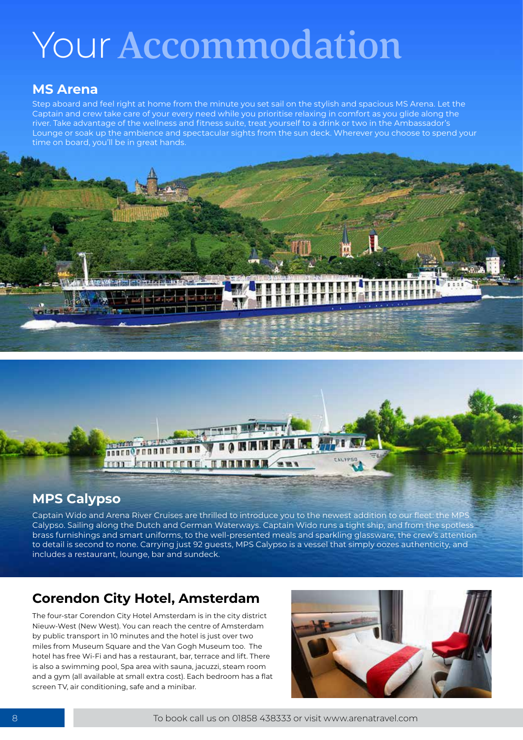# Your Accommodation

## MS Arena

Step aboard and feel right at home from the minute you set sail on the stylish and spacious MS Arena. Let the Captain and crew take care of your every need while you prioritise relaxing in comfort as you glide along the river. Take advantage of the wellness and fitness suite, treat yourself to a drink or two in the Ambassador's Lounge or soak up the ambience and spectacular sights from the sun deck. Wherever you choose to spend your time on board, you'll be in great hands.

## MPS Calypso

Captain Wido and Arena River Cruises are thrilled to introduce you to the newest addition to our fleet: the MPS Calypso. Sailing along the Dutch and German Waterways. Captain Wido runs a tight ship, and from the spotless brass furnishings and smart uniforms, to the well-presented meals and sparkling glassware, the crew's attention to detail is second to none. Carrying just 92 guests, MPS Calypso is a vessel that simply oozes authenticity, and includes a restaurant, lounge, bar and sundeck.

## Corendon City Hotel, Amsterdam

The four-star Corendon City Hotel Amsterdam is in the city district Nieuw-West (New West). You can reach the centre of Amsterdam by public transport in 10 minutes and the hotel is just over two miles from Museum Square and the Van Gogh Museum too. The hotel has free Wi-Fi and has a restaurant, bar, terrace and lift. There is also a swimming pool, Spa area with sauna, jacuzzi, steam room and a gym (all available at small extra cost). Each bedroom has a flat screen TV, air conditioning, safe and a minibar.

To book call us on 01858 438333 or visit www.arenatravel.com